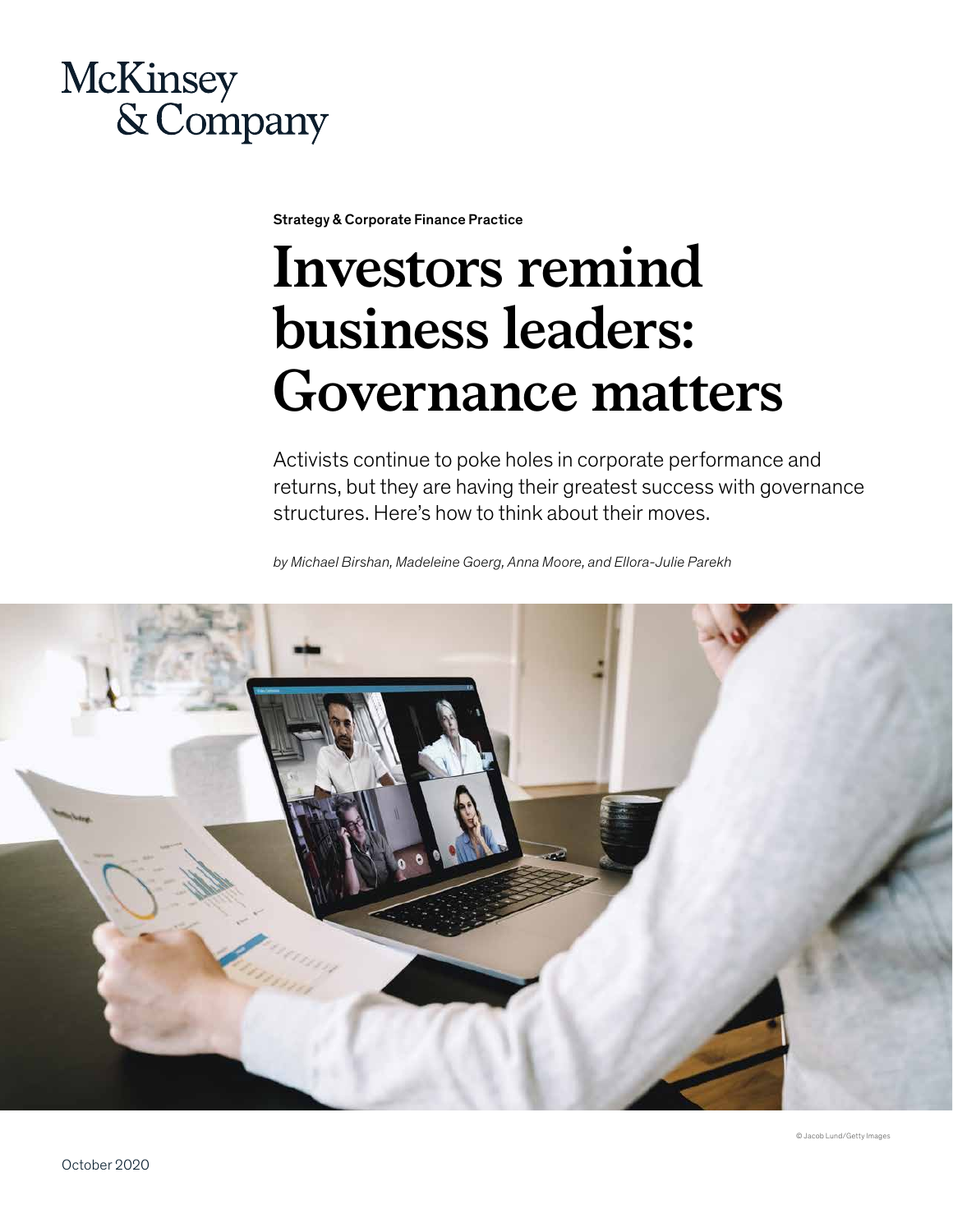McKinsey & Company

Strategy & Corporate Finance Practice

# Investors remind business leaders: Governance matters

Activists continue to poke holes in corporate performance and returns, but they are having their greatest success with governance structures. Here's how to think about their moves.

*by Michael Birshan, Madeleine Goerg, Anna Moore, and Ellora-Julie Parekh*

© Jacob Lund/Getty Images

October 2020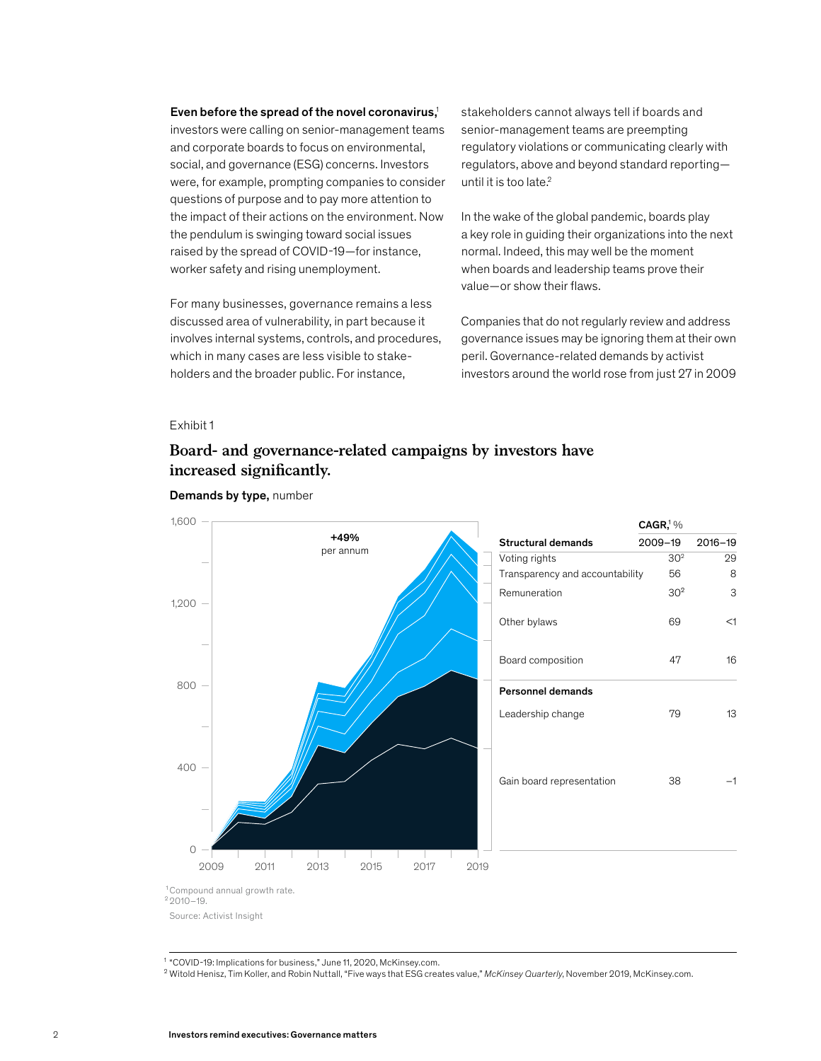**Even before the spread of the novel coronavirus,**[1] investors were calling on senior-management teams and corporate boards to focus on environmental, social, and governance (ESG) concerns. Investors were, for example, prompting companies to consider questions of purpose and to pay more attention to the impact of their actions on the environment. Now the pendulum is swinging toward social issues raised by the spread of COVID-19—for instance, worker safety and rising unemployment.

For many businesses, governance remains a less discussed area of vulnerability, in part because it involves internal systems, controls, and procedures, which in many cases are less visible to stakeholders and the broader public. For instance, stakeholders cannot always tell if boards and senior-management teams are preempting regulatory violations or communicating clearly with regulators, above and beyond standard reporting—until it is too late.[2]

In the wake of the global pandemic, boards play a key role in guiding their organizations into the next normal. Indeed, this may well be the moment when boards and leadership teams prove their value—or show their flaws.

Companies that do not regularly review and address governance issues may be ignoring them at their own peril. Governance-related demands by activist investors around the world rose from just 27 in 2009

Exhibit 1

## Board- and governance-related campaigns by investors have increased significantly.

**Demands by type,** number

+49% per annum

| | CAGR,[1] % | |
|---|---|---|
| **Structural demands** | 2009–19 | 2016–19 |
| Voting rights | 30[2] | 29 |
| Transparency and accountability | 56 | 8 |
| Remuneration | 30[2] | 3 |
| Other bylaws | 69 | <1 |
| Board composition | 47 | 16 |
| **Personnel demands** | | |
| Leadership change | 79 | 13 |
| Gain board representation | 38 | –1 |

[1] Compound annual growth rate.
[2] 2010–19.

Source: Activist Insight

[1] "COVID-19: Implications for business," June 11, 2020, McKinsey.com.
[2] Witold Henisz, Tim Koller, and Robin Nuttall, "Five ways that ESG creates value," *McKinsey Quarterly*, November 2019, McKinsey.com.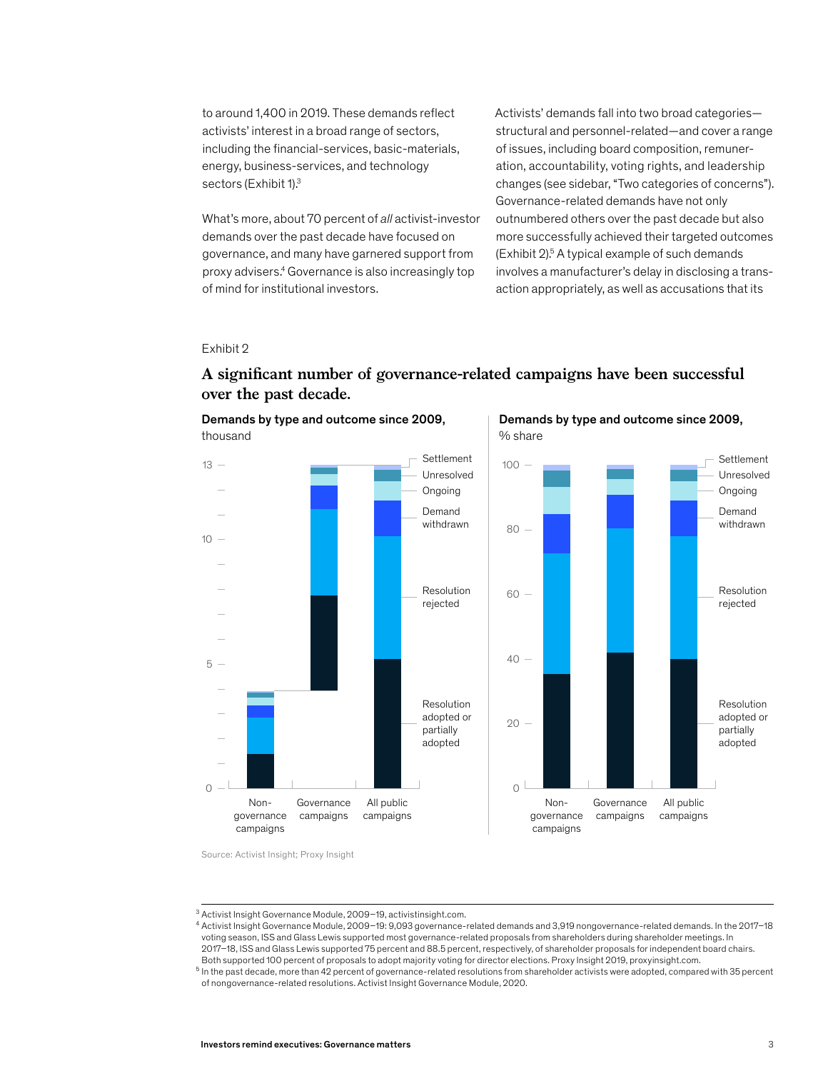to around 1,400 in 2019. These demands reflect activists' interest in a broad range of sectors, including the financial-services, basic-materials, energy, business-services, and technology sectors (Exhibit 1).[3]

What's more, about 70 percent of *all* activist-investor demands over the past decade have focused on governance, and many have garnered support from proxy advisers.[4] Governance is also increasingly top of mind for institutional investors.

Activists' demands fall into two broad categories—structural and personnel-related—and cover a range of issues, including board composition, remuneration, accountability, voting rights, and leadership changes (see sidebar, "Two categories of concerns"). Governance-related demands have not only outnumbered others over the past decade but also more successfully achieved their targeted outcomes (Exhibit 2).[5] A typical example of such demands involves a manufacturer's delay in disclosing a transaction appropriately, as well as accusations that its

Exhibit 2

**A significant number of governance-related campaigns have been successful over the past decade.**

**Demands by type and outcome since 2009,** thousand

**Demands by type and outcome since 2009,** % share

Legend: Settlement; Unresolved; Ongoing; Demand withdrawn; Resolution rejected; Resolution adopted or partially adopted

Categories: Non-governance campaigns; Governance campaigns; All public campaigns

Source: Activist Insight; Proxy Insight

---

[3] Activist Insight Governance Module, 2009–19, activistinsight.com.

[4] Activist Insight Governance Module, 2009–19: 9,093 governance-related demands and 3,919 nongovernance-related demands. In the 2017–18 voting season, ISS and Glass Lewis supported most governance-related proposals from shareholders during shareholder meetings. In 2017–18, ISS and Glass Lewis supported 75 percent and 88.5 percent, respectively, of shareholder proposals for independent board chairs. Both supported 100 percent of proposals to adopt majority voting for director elections. Proxy Insight 2019, proxyinsight.com.

[5] In the past decade, more than 42 percent of governance-related resolutions from shareholder activists were adopted, compared with 35 percent of nongovernance-related resolutions. Activist Insight Governance Module, 2020.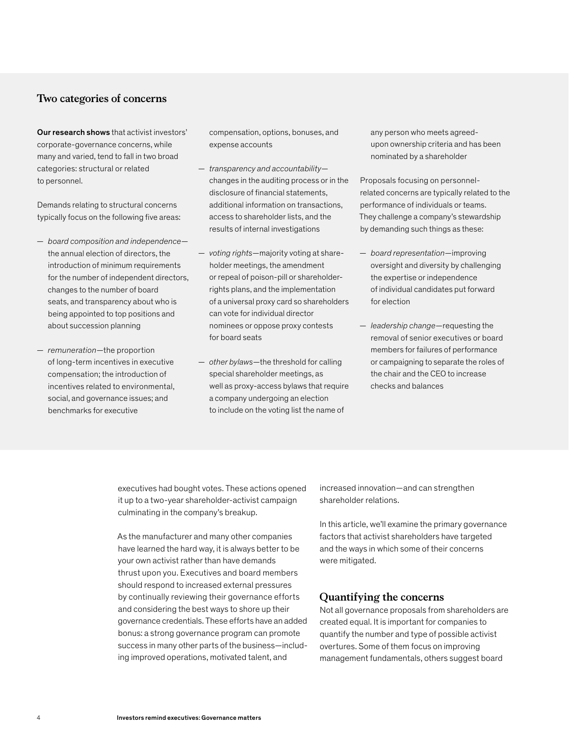## Two categories of concerns

**Our research shows** that activist investors' corporate-governance concerns, while many and varied, tend to fall in two broad categories: structural or related to personnel.

Demands relating to structural concerns typically focus on the following five areas:

- *board composition and independence*—the annual election of directors, the introduction of minimum requirements for the number of independent directors, changes to the number of board seats, and transparency about who is being appointed to top positions and about succession planning
- *remuneration*—the proportion of long-term incentives in executive compensation; the introduction of incentives related to environmental, social, and governance issues; and benchmarks for executive compensation, options, bonuses, and expense accounts
- *transparency and accountability*—changes in the auditing process or in the disclosure of financial statements, additional information on transactions, access to shareholder lists, and the results of internal investigations
- *voting rights*—majority voting at shareholder meetings, the amendment or repeal of poison-pill or shareholder-rights plans, and the implementation of a universal proxy card so shareholders can vote for individual director nominees or oppose proxy contests for board seats
- *other bylaws*—the threshold for calling special shareholder meetings, as well as proxy-access bylaws that require a company undergoing an election to include on the voting list the name of any person who meets agreed-upon ownership criteria and has been nominated by a shareholder

Proposals focusing on personnel-related concerns are typically related to the performance of individuals or teams. They challenge a company's stewardship by demanding such things as these:

- *board representation*—improving oversight and diversity by challenging the expertise or independence of individual candidates put forward for election
- *leadership change*—requesting the removal of senior executives or board members for failures of performance or campaigning to separate the roles of the chair and the CEO to increase checks and balances

executives had bought votes. These actions opened it up to a two-year shareholder-activist campaign culminating in the company's breakup.

As the manufacturer and many other companies have learned the hard way, it is always better to be your own activist rather than have demands thrust upon you. Executives and board members should respond to increased external pressures by continually reviewing their governance efforts and considering the best ways to shore up their governance credentials. These efforts have an added bonus: a strong governance program can promote success in many other parts of the business—including improved operations, motivated talent, and increased innovation—and can strengthen shareholder relations.

In this article, we'll examine the primary governance factors that activist shareholders have targeted and the ways in which some of their concerns were mitigated.

## Quantifying the concerns

Not all governance proposals from shareholders are created equal. It is important for companies to quantify the number and type of possible activist overtures. Some of them focus on improving management fundamentals, others suggest board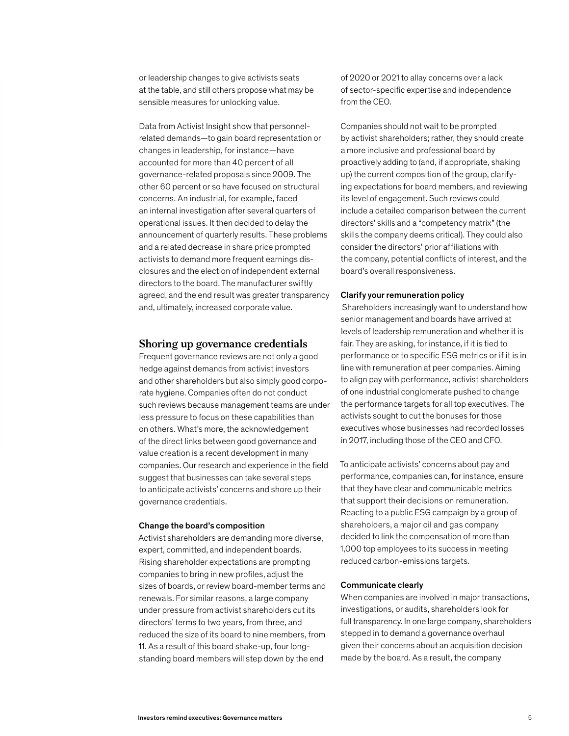or leadership changes to give activists seats at the table, and still others propose what may be sensible measures for unlocking value.

Data from Activist Insight show that personnel-related demands—to gain board representation or changes in leadership, for instance—have accounted for more than 40 percent of all governance-related proposals since 2009. The other 60 percent or so have focused on structural concerns. An industrial, for example, faced an internal investigation after several quarters of operational issues. It then decided to delay the announcement of quarterly results. These problems and a related decrease in share price prompted activists to demand more frequent earnings disclosures and the election of independent external directors to the board. The manufacturer swiftly agreed, and the end result was greater transparency and, ultimately, increased corporate value.

## Shoring up governance credentials

Frequent governance reviews are not only a good hedge against demands from activist investors and other shareholders but also simply good corporate hygiene. Companies often do not conduct such reviews because management teams are under less pressure to focus on these capabilities than on others. What's more, the acknowledgement of the direct links between good governance and value creation is a recent development in many companies. Our research and experience in the field suggest that businesses can take several steps to anticipate activists' concerns and shore up their governance credentials.

### Change the board's composition

Activist shareholders are demanding more diverse, expert, committed, and independent boards. Rising shareholder expectations are prompting companies to bring in new profiles, adjust the sizes of boards, or review board-member terms and renewals. For similar reasons, a large company under pressure from activist shareholders cut its directors' terms to two years, from three, and reduced the size of its board to nine members, from 11. As a result of this board shake-up, four long-standing board members will step down by the end of 2020 or 2021 to allay concerns over a lack of sector-specific expertise and independence from the CEO.

Companies should not wait to be prompted by activist shareholders; rather, they should create a more inclusive and professional board by proactively adding to (and, if appropriate, shaking up) the current composition of the group, clarifying expectations for board members, and reviewing its level of engagement. Such reviews could include a detailed comparison between the current directors' skills and a "competency matrix" (the skills the company deems critical). They could also consider the directors' prior affiliations with the company, potential conflicts of interest, and the board's overall responsiveness.

### Clarify your remuneration policy

Shareholders increasingly want to understand how senior management and boards have arrived at levels of leadership remuneration and whether it is fair. They are asking, for instance, if it is tied to performance or to specific ESG metrics or if it is in line with remuneration at peer companies. Aiming to align pay with performance, activist shareholders of one industrial conglomerate pushed to change the performance targets for all top executives. The activists sought to cut the bonuses for those executives whose businesses had recorded losses in 2017, including those of the CEO and CFO.

To anticipate activists' concerns about pay and performance, companies can, for instance, ensure that they have clear and communicable metrics that support their decisions on remuneration. Reacting to a public ESG campaign by a group of shareholders, a major oil and gas company decided to link the compensation of more than 1,000 top employees to its success in meeting reduced carbon-emissions targets.

### Communicate clearly

When companies are involved in major transactions, investigations, or audits, shareholders look for full transparency. In one large company, shareholders stepped in to demand a governance overhaul given their concerns about an acquisition decision made by the board. As a result, the company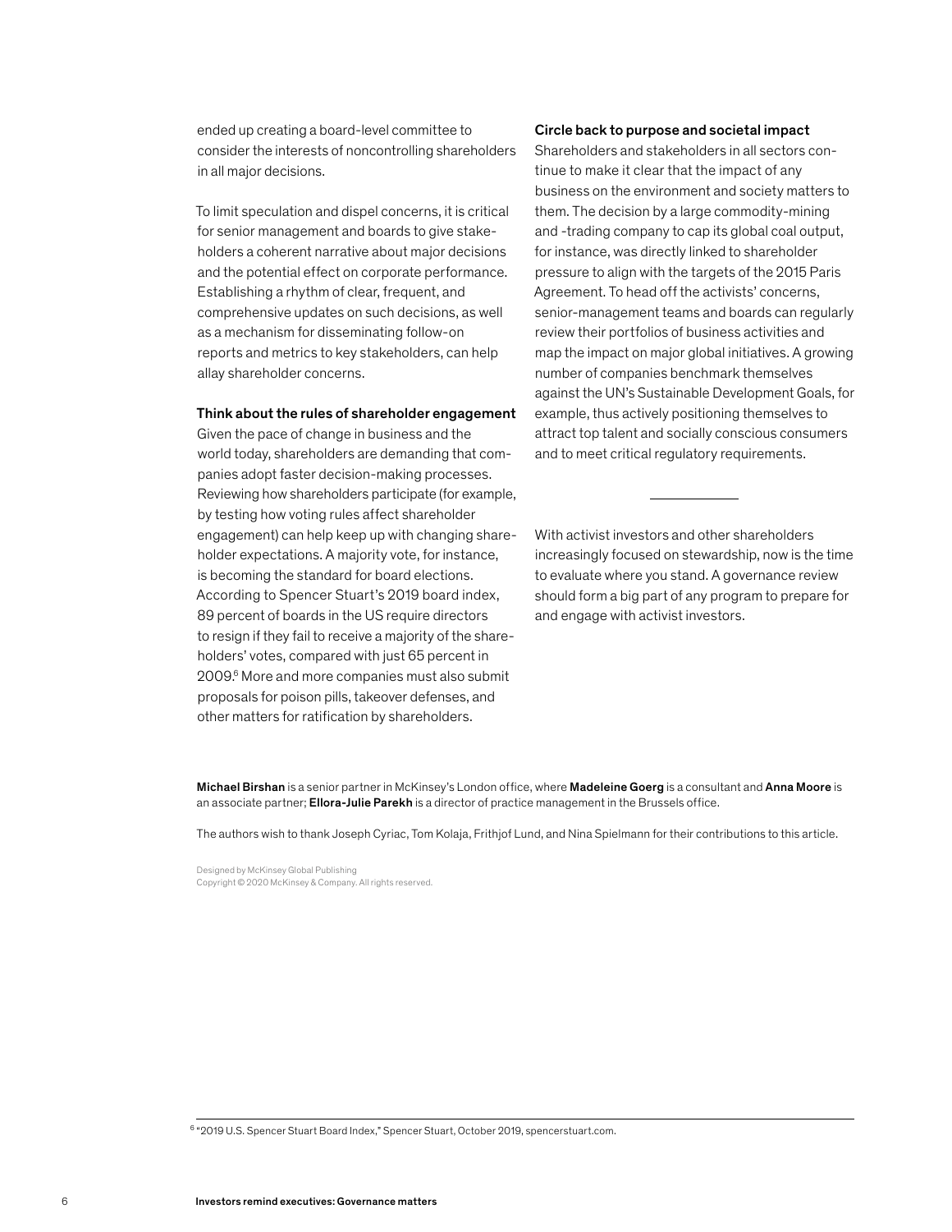ended up creating a board-level committee to consider the interests of noncontrolling shareholders in all major decisions.

To limit speculation and dispel concerns, it is critical for senior management and boards to give stakeholders a coherent narrative about major decisions and the potential effect on corporate performance. Establishing a rhythm of clear, frequent, and comprehensive updates on such decisions, as well as a mechanism for disseminating follow-on reports and metrics to key stakeholders, can help allay shareholder concerns.

**Think about the rules of shareholder engagement**

Given the pace of change in business and the world today, shareholders are demanding that companies adopt faster decision-making processes. Reviewing how shareholders participate (for example, by testing how voting rules affect shareholder engagement) can help keep up with changing shareholder expectations. A majority vote, for instance, is becoming the standard for board elections. According to Spencer Stuart's 2019 board index, 89 percent of boards in the US require directors to resign if they fail to receive a majority of the shareholders' votes, compared with just 65 percent in 2009.[6] More and more companies must also submit proposals for poison pills, takeover defenses, and other matters for ratification by shareholders.

**Circle back to purpose and societal impact**

Shareholders and stakeholders in all sectors continue to make it clear that the impact of any business on the environment and society matters to them. The decision by a large commodity-mining and -trading company to cap its global coal output, for instance, was directly linked to shareholder pressure to align with the targets of the 2015 Paris Agreement. To head off the activists' concerns, senior-management teams and boards can regularly review their portfolios of business activities and map the impact on major global initiatives. A growing number of companies benchmark themselves against the UN's Sustainable Development Goals, for example, thus actively positioning themselves to attract top talent and socially conscious consumers and to meet critical regulatory requirements.

---

With activist investors and other shareholders increasingly focused on stewardship, now is the time to evaluate where you stand. A governance review should form a big part of any program to prepare for and engage with activist investors.

**Michael Birshan** is a senior partner in McKinsey's London office, where **Madeleine Goerg** is a consultant and **Anna Moore** is an associate partner; **Ellora-Julie Parekh** is a director of practice management in the Brussels office.

The authors wish to thank Joseph Cyriac, Tom Kolaja, Frithjof Lund, and Nina Spielmann for their contributions to this article.

Designed by McKinsey Global Publishing
Copyright © 2020 McKinsey & Company. All rights reserved.

[6] "2019 U.S. Spencer Stuart Board Index," Spencer Stuart, October 2019, spencerstuart.com.